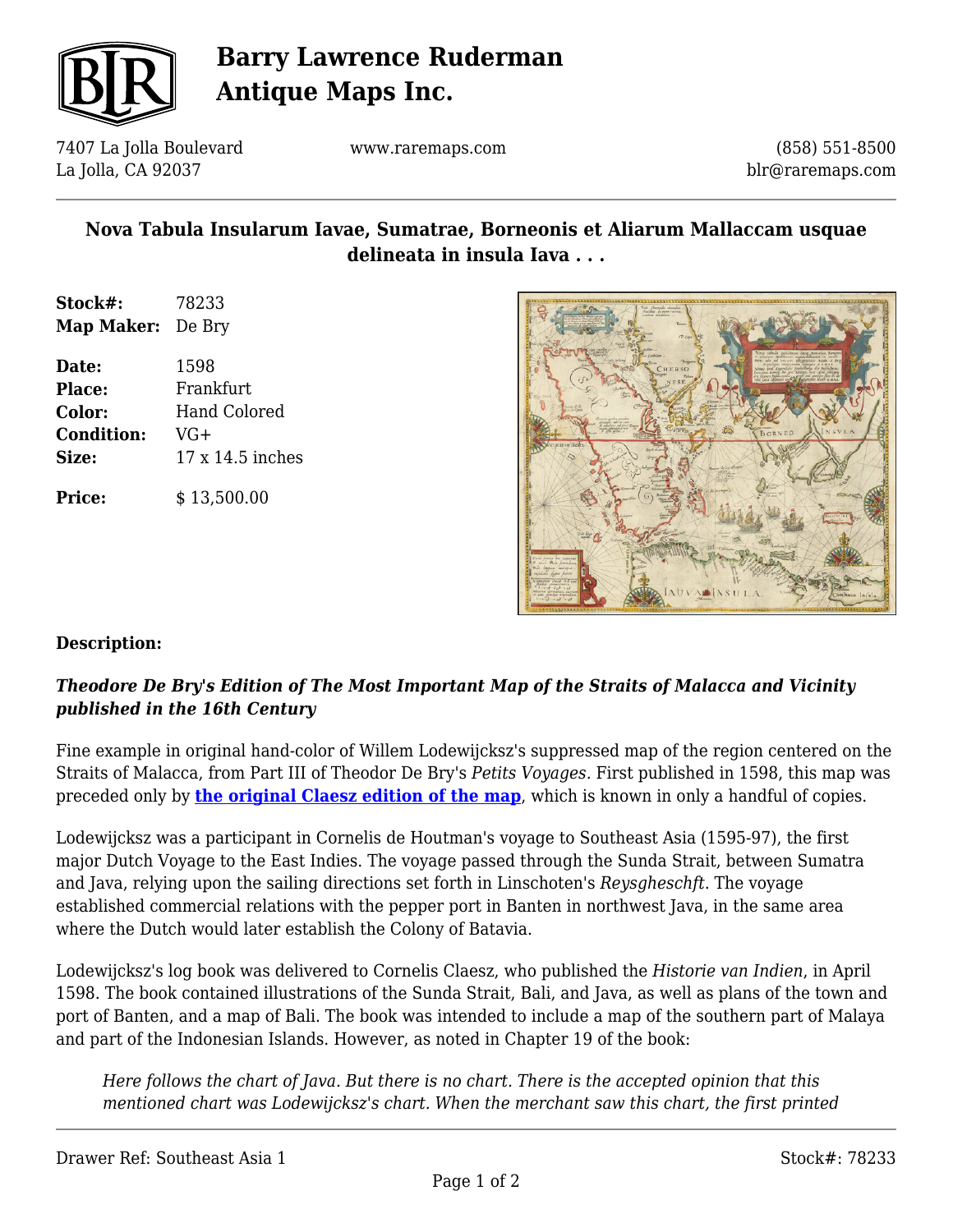# Barry Lawrence Ruderman Antique Maps Inc.

7407 La Jolla Boulevard
La Jolla, CA 92037

www.raremaps.com

(858) 551-8500
blr@raremaps.com

## Nova Tabula Insularum Iavae, Sumatrae, Borneonis et Aliarum Mallaccam usquae delineata in insula Iava . . .

| | |
|---|---|
| **Stock#:** | 78233 |
| **Map Maker:** | De Bry |
| **Date:** | 1598 |
| **Place:** | Frankfurt |
| **Color:** | Hand Colored |
| **Condition:** | VG+ |
| **Size:** | 17 x 14.5 inches |
| **Price:** | $ 13,500.00 |

### Description:

***Theodore De Bry's Edition of The Most Important Map of the Straits of Malacca and Vicinity published in the 16th Century***

Fine example in original hand-color of Willem Lodewijcksz's suppressed map of the region centered on the Straits of Malacca, from Part III of Theodor De Bry's *Petits Voyages*. First published in 1598, this map was preceded only by **the original Claesz edition of the map**, which is known in only a handful of copies.

Lodewijcksz was a participant in Cornelis de Houtman's voyage to Southeast Asia (1595-97), the first major Dutch Voyage to the East Indies. The voyage passed through the Sunda Strait, between Sumatra and Java, relying upon the sailing directions set forth in Linschoten's *Reysgheschft*. The voyage established commercial relations with the pepper port in Banten in northwest Java, in the same area where the Dutch would later establish the Colony of Batavia.

Lodewijcksz's log book was delivered to Cornelis Claesz, who published the *Historie van Indien*, in April 1598. The book contained illustrations of the Sunda Strait, Bali, and Java, as well as plans of the town and port of Banten, and a map of Bali. The book was intended to include a map of the southern part of Malaya and part of the Indonesian Islands. However, as noted in Chapter 19 of the book:

> *Here follows the chart of Java. But there is no chart. There is the accepted opinion that this mentioned chart was Lodewijcksz's chart. When the merchant saw this chart, the first printed*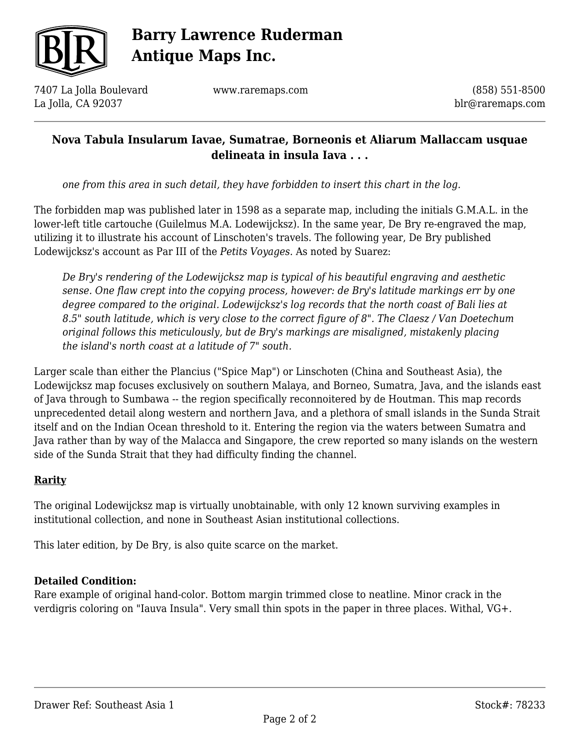## Nova Tabula Insularum Iavae, Sumatrae, Borneonis et Aliarum Mallaccam usquae delineata in insula Iava . . .

> *one from this area in such detail, they have forbidden to insert this chart in the log.*

The forbidden map was published later in 1598 as a separate map, including the initials G.M.A.L. in the lower-left title cartouche (Guilelmus M.A. Lodewijcksz). In the same year, De Bry re-engraved the map, utilizing it to illustrate his account of Linschoten's travels. The following year, De Bry published Lodewijcksz's account as Par III of the *Petits Voyages*. As noted by Suarez:

> *De Bry's rendering of the Lodewijcksz map is typical of his beautiful engraving and aesthetic sense. One flaw crept into the copying process, however: de Bry's latitude markings err by one degree compared to the original. Lodewijcksz's log records that the north coast of Bali lies at 8.5" south latitude, which is very close to the correct figure of 8". The Claesz / Van Doetechum original follows this meticulously, but de Bry's markings are misaligned, mistakenly placing the island's north coast at a latitude of 7" south.*

Larger scale than either the Plancius ("Spice Map") or Linschoten (China and Southeast Asia), the Lodewijcksz map focuses exclusively on southern Malaya, and Borneo, Sumatra, Java, and the islands east of Java through to Sumbawa -- the region specifically reconnoitered by de Houtman. This map records unprecedented detail along western and northern Java, and a plethora of small islands in the Sunda Strait itself and on the Indian Ocean threshold to it. Entering the region via the waters between Sumatra and Java rather than by way of the Malacca and Singapore, the crew reported so many islands on the western side of the Sunda Strait that they had difficulty finding the channel.

### Rarity

The original Lodewijcksz map is virtually unobtainable, with only 12 known surviving examples in institutional collection, and none in Southeast Asian institutional collections.

This later edition, by De Bry, is also quite scarce on the market.

**Detailed Condition:**
Rare example of original hand-color. Bottom margin trimmed close to neatline. Minor crack in the verdigris coloring on "Iauva Insula". Very small thin spots in the paper in three places. Withal, VG+.

Drawer Ref: Southeast Asia 1

Stock#: 78233